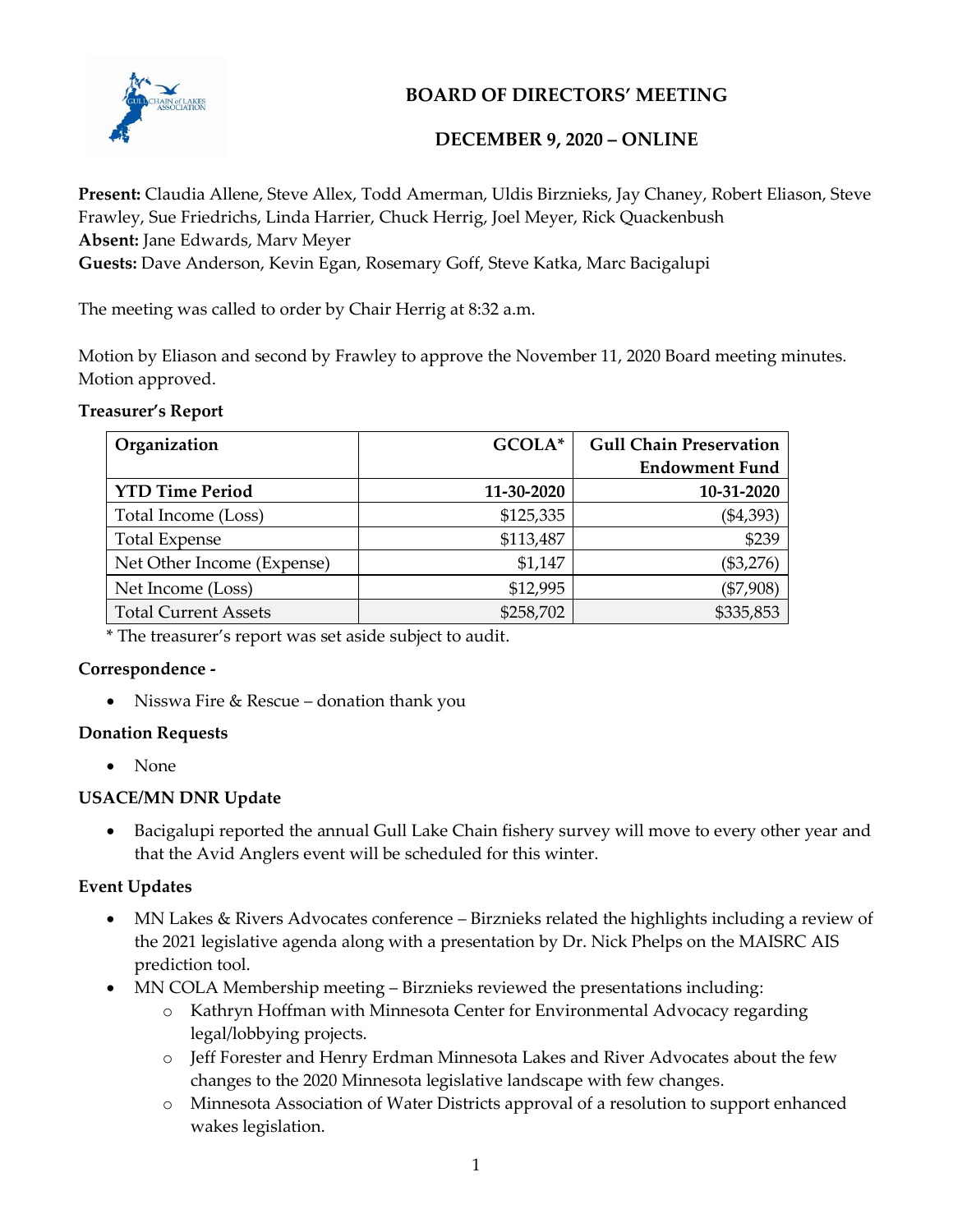# BOARD OF DIRECTORS' MEETING

## DECEMBER 9, 2020 – ONLINE

**Present:** Claudia Allene, Steve Allex, Todd Amerman, Uldis Birznieks, Jay Chaney, Robert Eliason, Steve Frawley, Sue Friedrichs, Linda Harrier, Chuck Herrig, Joel Meyer, Rick Quackenbush
**Absent:** Jane Edwards, Marv Meyer
**Guests:** Dave Anderson, Kevin Egan, Rosemary Goff, Steve Katka, Marc Bacigalupi

The meeting was called to order by Chair Herrig at 8:32 a.m.

Motion by Eliason and second by Frawley to approve the November 11, 2020 Board meeting minutes. Motion approved.

**Treasurer's Report**

| Organization | GCOLA* | Gull Chain Preservation Endowment Fund |
|---|---|---|
| **YTD Time Period** | **11-30-2020** | **10-31-2020** |
| Total Income (Loss) | $125,335 | ($4,393) |
| Total Expense | $113,487 | $239 |
| Net Other Income (Expense) | $1,147 | ($3,276) |
| Net Income (Loss) | $12,995 | ($7,908) |
| Total Current Assets | $258,702 | $335,853 |

* The treasurer's report was set aside subject to audit.

**Correspondence -**

- Nisswa Fire & Rescue – donation thank you

**Donation Requests**

- None

**USACE/MN DNR Update**

- Bacigalupi reported the annual Gull Lake Chain fishery survey will move to every other year and that the Avid Anglers event will be scheduled for this winter.

**Event Updates**

- MN Lakes & Rivers Advocates conference – Birznieks related the highlights including a review of the 2021 legislative agenda along with a presentation by Dr. Nick Phelps on the MAISRC AIS prediction tool.
- MN COLA Membership meeting – Birznieks reviewed the presentations including:
  - Kathryn Hoffman with Minnesota Center for Environmental Advocacy regarding legal/lobbying projects.
  - Jeff Forester and Henry Erdman Minnesota Lakes and River Advocates about the few changes to the 2020 Minnesota legislative landscape with few changes.
  - Minnesota Association of Water Districts approval of a resolution to support enhanced wakes legislation.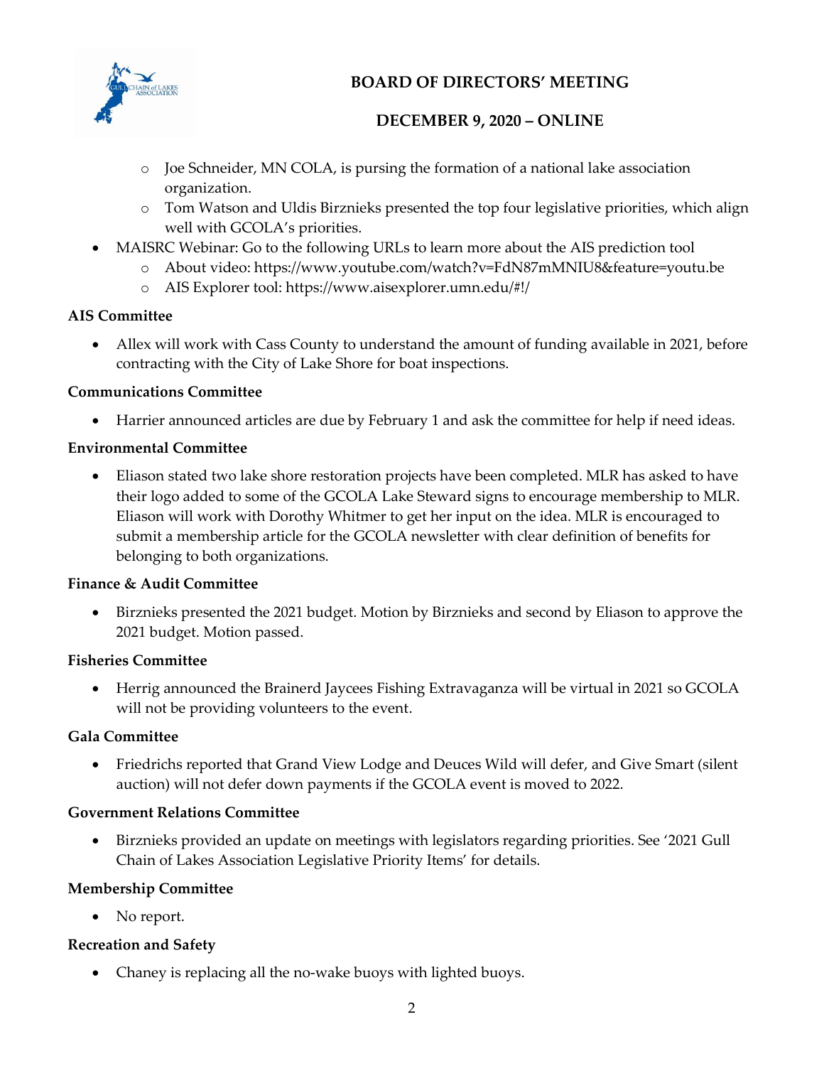- Joe Schneider, MN COLA, is pursing the formation of a national lake association organization.
    - Tom Watson and Uldis Birznieks presented the top four legislative priorities, which align well with GCOLA's priorities.
- MAISRC Webinar: Go to the following URLs to learn more about the AIS prediction tool
    - About video: https://www.youtube.com/watch?v=FdN87mMNIU8&feature=youtu.be
    - AIS Explorer tool: https://www.aisexplorer.umn.edu/#!/

**AIS Committee**

- Allex will work with Cass County to understand the amount of funding available in 2021, before contracting with the City of Lake Shore for boat inspections.

**Communications Committee**

- Harrier announced articles are due by February 1 and ask the committee for help if need ideas.

**Environmental Committee**

- Eliason stated two lake shore restoration projects have been completed. MLR has asked to have their logo added to some of the GCOLA Lake Steward signs to encourage membership to MLR. Eliason will work with Dorothy Whitmer to get her input on the idea. MLR is encouraged to submit a membership article for the GCOLA newsletter with clear definition of benefits for belonging to both organizations.

**Finance & Audit Committee**

- Birznieks presented the 2021 budget. Motion by Birznieks and second by Eliason to approve the 2021 budget. Motion passed.

**Fisheries Committee**

- Herrig announced the Brainerd Jaycees Fishing Extravaganza will be virtual in 2021 so GCOLA will not be providing volunteers to the event.

**Gala Committee**

- Friedrichs reported that Grand View Lodge and Deuces Wild will defer, and Give Smart (silent auction) will not defer down payments if the GCOLA event is moved to 2022.

**Government Relations Committee**

- Birznieks provided an update on meetings with legislators regarding priorities. See '2021 Gull Chain of Lakes Association Legislative Priority Items' for details.

**Membership Committee**

- No report.

**Recreation and Safety**

- Chaney is replacing all the no-wake buoys with lighted buoys.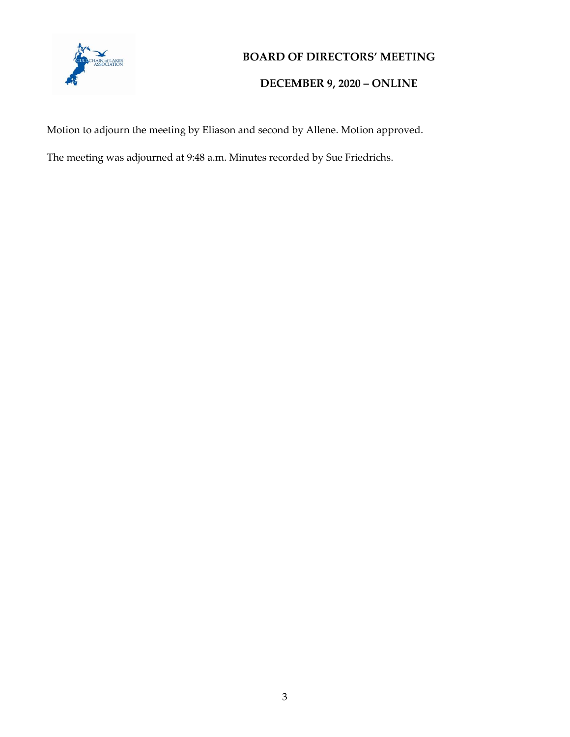**BOARD OF DIRECTORS' MEETING**

**DECEMBER 9, 2020 – ONLINE**

Motion to adjourn the meeting by Eliason and second by Allene. Motion approved.

The meeting was adjourned at 9:48 a.m. Minutes recorded by Sue Friedrichs.